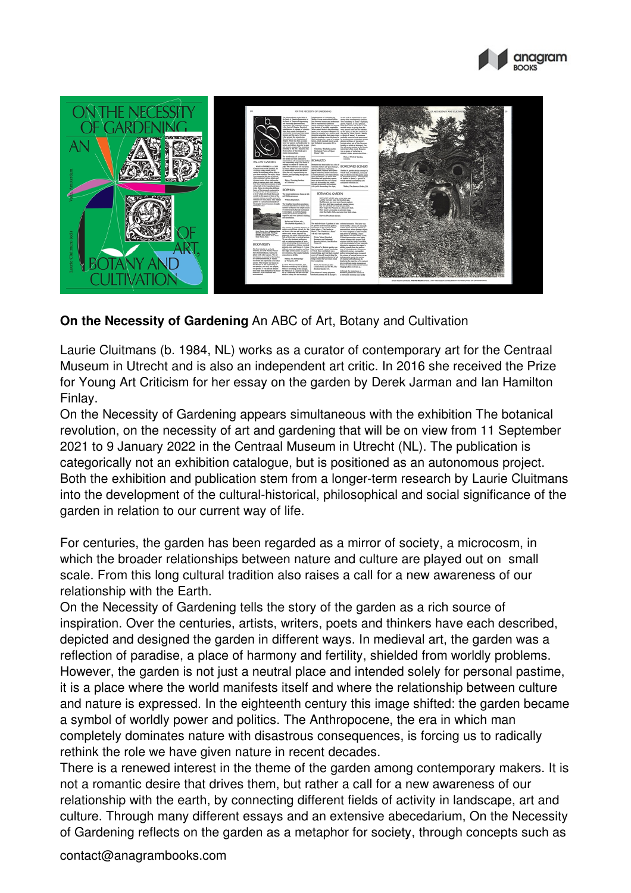**On the Necessity of Gardening** An ABC of Art, Botany and Cultivation

Laurie Cluitmans (b. 1984, NL) works as a curator of contemporary art for the Centraal Museum in Utrecht and is also an independent art critic. In 2016 she received the Prize for Young Art Criticism for her essay on the garden by Derek Jarman and Ian Hamilton Finlay.
On the Necessity of Gardening appears simultaneous with the exhibition The botanical revolution, on the necessity of art and gardening that will be on view from 11 September 2021 to 9 January 2022 in the Centraal Museum in Utrecht (NL). The publication is categorically not an exhibition catalogue, but is positioned as an autonomous project. Both the exhibition and publication stem from a longer-term research by Laurie Cluitmans into the development of the cultural-historical, philosophical and social significance of the garden in relation to our current way of life.

For centuries, the garden has been regarded as a mirror of society, a microcosm, in which the broader relationships between nature and culture are played out on small scale. From this long cultural tradition also raises a call for a new awareness of our relationship with the Earth.
On the Necessity of Gardening tells the story of the garden as a rich source of inspiration. Over the centuries, artists, writers, poets and thinkers have each described, depicted and designed the garden in different ways. In medieval art, the garden was a reflection of paradise, a place of harmony and fertility, shielded from worldly problems. However, the garden is not just a neutral place and intended solely for personal pastime, it is a place where the world manifests itself and where the relationship between culture and nature is expressed. In the eighteenth century this image shifted: the garden became a symbol of worldly power and politics. The Anthropocene, the era in which man completely dominates nature with disastrous consequences, is forcing us to radically rethink the role we have given nature in recent decades.
There is a renewed interest in the theme of the garden among contemporary makers. It is not a romantic desire that drives them, but rather a call for a new awareness of our relationship with the earth, by connecting different fields of activity in landscape, art and culture. Through many different essays and an extensive abecedarium, On the Necessity of Gardening reflects on the garden as a metaphor for society, through concepts such as

contact@anagrambooks.com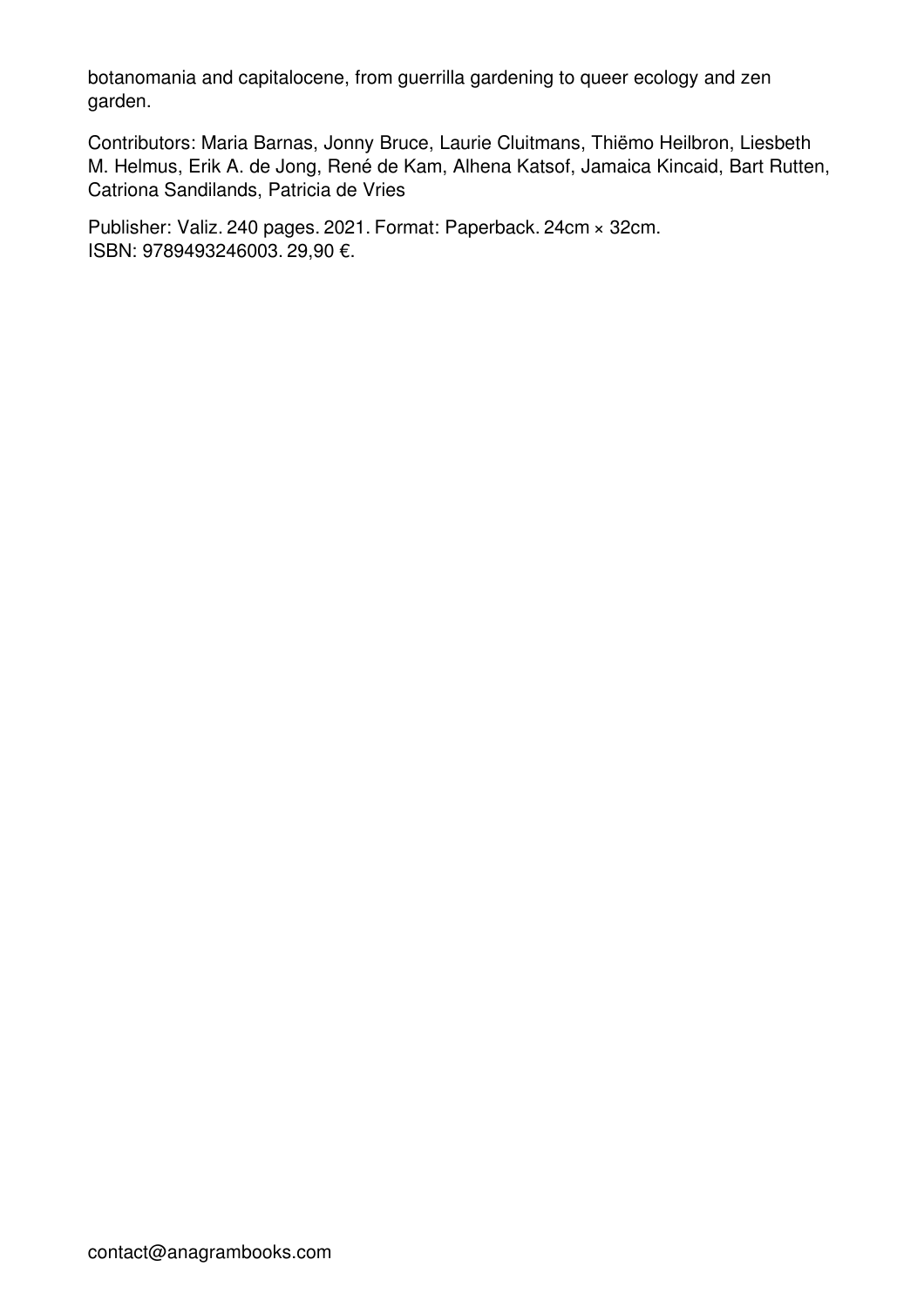botanomania and capitalocene, from guerrilla gardening to queer ecology and zen garden.

Contributors: Maria Barnas, Jonny Bruce, Laurie Cluitmans, Thiëmo Heilbron, Liesbeth M. Helmus, Erik A. de Jong, René de Kam, Alhena Katsof, Jamaica Kincaid, Bart Rutten, Catriona Sandilands, Patricia de Vries

Publisher: Valiz. 240 pages. 2021. Format: Paperback. 24cm × 32cm.
ISBN: 9789493246003. 29,90 €.

contact@anagrambooks.com